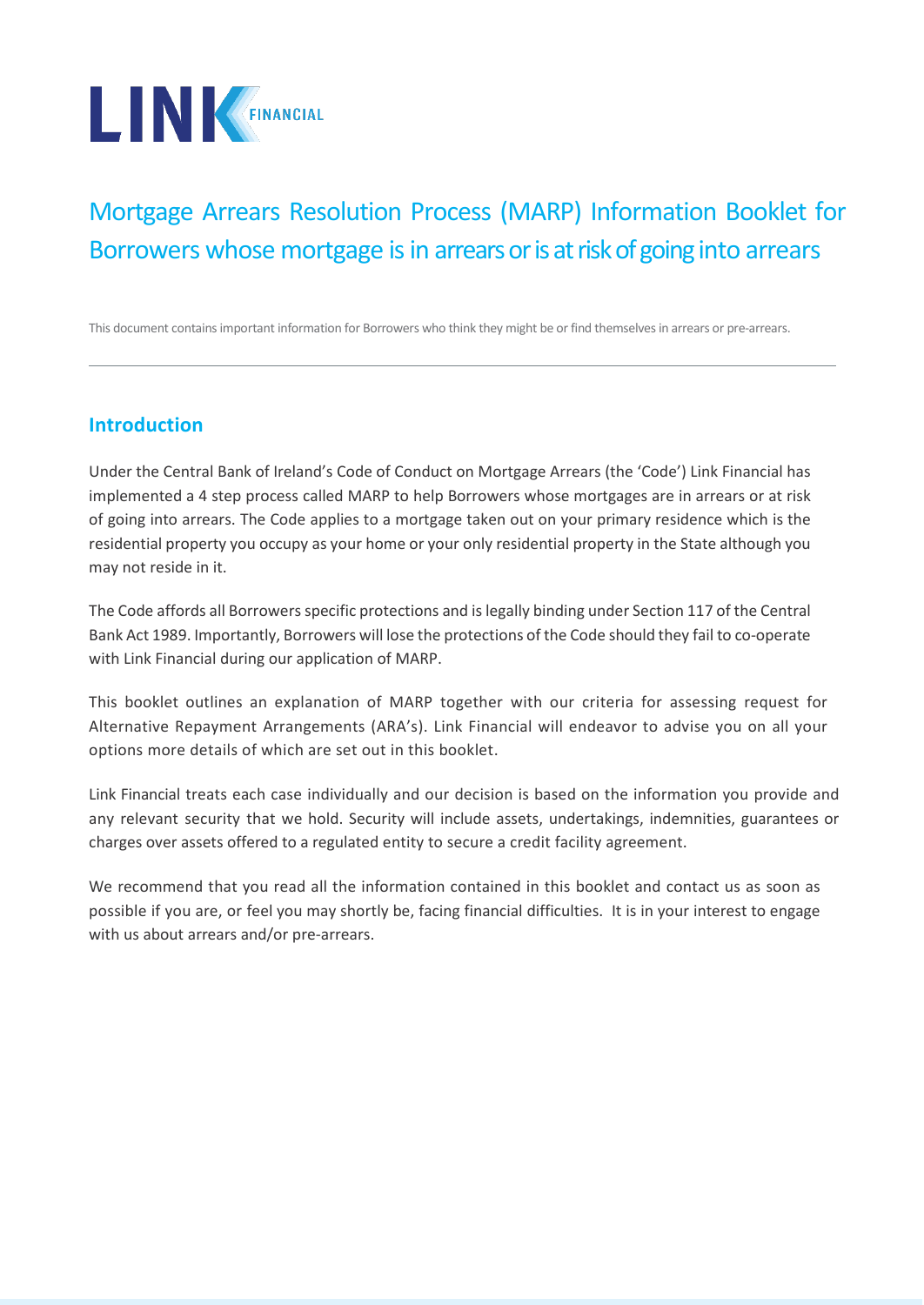LINK FINANCIAL

# Mortgage Arrears Resolution Process (MARP) Information Booklet for Borrowers whose mortgage is in arrears or is at risk of going into arrears

This document contains important information for Borrowers who think they might be or find themselves in arrears or pre-arrears.

---

## Introduction

Under the Central Bank of Ireland's Code of Conduct on Mortgage Arrears (the 'Code') Link Financial has implemented a 4 step process called MARP to help Borrowers whose mortgages are in arrears or at risk of going into arrears. The Code applies to a mortgage taken out on your primary residence which is the residential property you occupy as your home or your only residential property in the State although you may not reside in it.

The Code affords all Borrowers specific protections and is legally binding under Section 117 of the Central Bank Act 1989. Importantly, Borrowers will lose the protections of the Code should they fail to co-operate with Link Financial during our application of MARP.

This booklet outlines an explanation of MARP together with our criteria for assessing request for Alternative Repayment Arrangements (ARA's). Link Financial will endeavor to advise you on all your options more details of which are set out in this booklet.

Link Financial treats each case individually and our decision is based on the information you provide and any relevant security that we hold. Security will include assets, undertakings, indemnities, guarantees or charges over assets offered to a regulated entity to secure a credit facility agreement.

We recommend that you read all the information contained in this booklet and contact us as soon as possible if you are, or feel you may shortly be, facing financial difficulties. It is in your interest to engage with us about arrears and/or pre-arrears.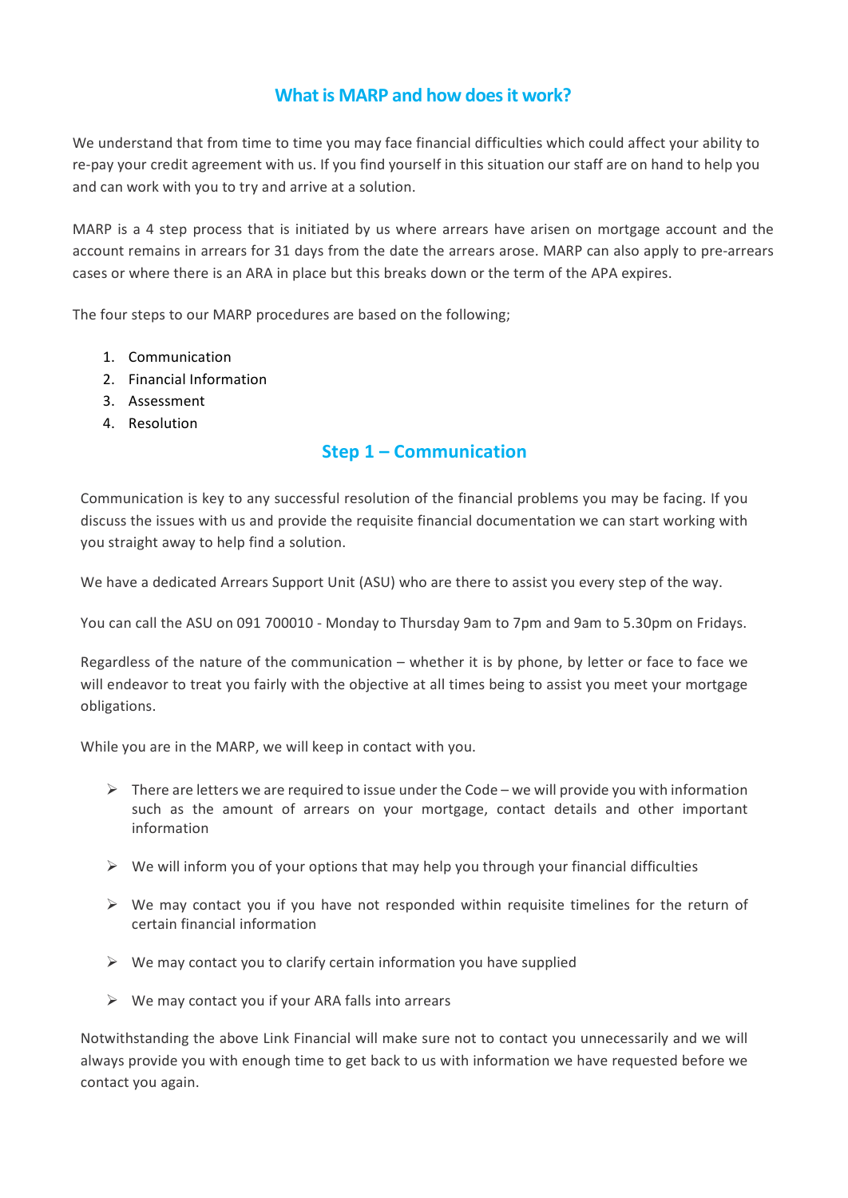## What is MARP and how does it work?

We understand that from time to time you may face financial difficulties which could affect your ability to re-pay your credit agreement with us. If you find yourself in this situation our staff are on hand to help you and can work with you to try and arrive at a solution.

MARP is a 4 step process that is initiated by us where arrears have arisen on mortgage account and the account remains in arrears for 31 days from the date the arrears arose. MARP can also apply to pre-arrears cases or where there is an ARA in place but this breaks down or the term of the APA expires.

The four steps to our MARP procedures are based on the following;

1. Communication
2. Financial Information
3. Assessment
4. Resolution

## Step 1 – Communication

Communication is key to any successful resolution of the financial problems you may be facing. If you discuss the issues with us and provide the requisite financial documentation we can start working with you straight away to help find a solution.

We have a dedicated Arrears Support Unit (ASU) who are there to assist you every step of the way.

You can call the ASU on 091 700010 - Monday to Thursday 9am to 7pm and 9am to 5.30pm on Fridays.

Regardless of the nature of the communication – whether it is by phone, by letter or face to face we will endeavor to treat you fairly with the objective at all times being to assist you meet your mortgage obligations.

While you are in the MARP, we will keep in contact with you.

- There are letters we are required to issue under the Code – we will provide you with information such as the amount of arrears on your mortgage, contact details and other important information
- We will inform you of your options that may help you through your financial difficulties
- We may contact you if you have not responded within requisite timelines for the return of certain financial information
- We may contact you to clarify certain information you have supplied
- We may contact you if your ARA falls into arrears

Notwithstanding the above Link Financial will make sure not to contact you unnecessarily and we will always provide you with enough time to get back to us with information we have requested before we contact you again.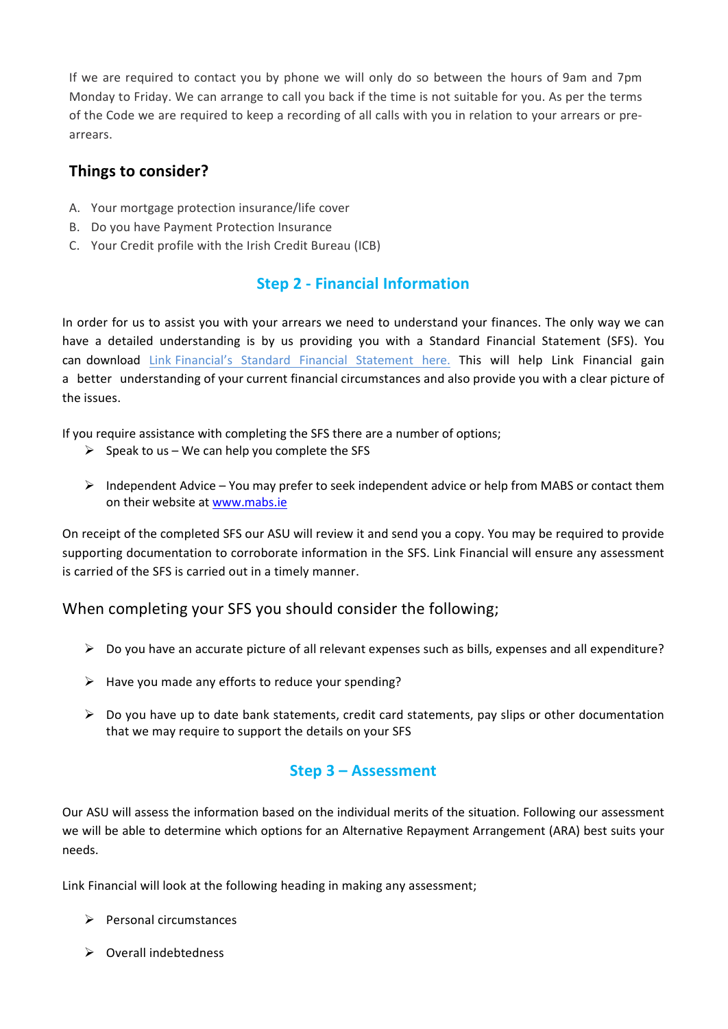If we are required to contact you by phone we will only do so between the hours of 9am and 7pm Monday to Friday. We can arrange to call you back if the time is not suitable for you. As per the terms of the Code we are required to keep a recording of all calls with you in relation to your arrears or pre-arrears.

## Things to consider?

A. Your mortgage protection insurance/life cover
B. Do you have Payment Protection Insurance
C. Your Credit profile with the Irish Credit Bureau (ICB)

## Step 2 - Financial Information

In order for us to assist you with your arrears we need to understand your finances. The only way we can have a detailed understanding is by us providing you with a Standard Financial Statement (SFS). You can download Link Financial's Standard Financial Statement here. This will help Link Financial gain a better understanding of your current financial circumstances and also provide you with a clear picture of the issues.

If you require assistance with completing the SFS there are a number of options;

- Speak to us – We can help you complete the SFS
- Independent Advice – You may prefer to seek independent advice or help from MABS or contact them on their website at www.mabs.ie

On receipt of the completed SFS our ASU will review it and send you a copy. You may be required to provide supporting documentation to corroborate information in the SFS. Link Financial will ensure any assessment is carried of the SFS is carried out in a timely manner.

### When completing your SFS you should consider the following;

- Do you have an accurate picture of all relevant expenses such as bills, expenses and all expenditure?
- Have you made any efforts to reduce your spending?
- Do you have up to date bank statements, credit card statements, pay slips or other documentation that we may require to support the details on your SFS

## Step 3 – Assessment

Our ASU will assess the information based on the individual merits of the situation. Following our assessment we will be able to determine which options for an Alternative Repayment Arrangement (ARA) best suits your needs.

Link Financial will look at the following heading in making any assessment;

- Personal circumstances
- Overall indebtedness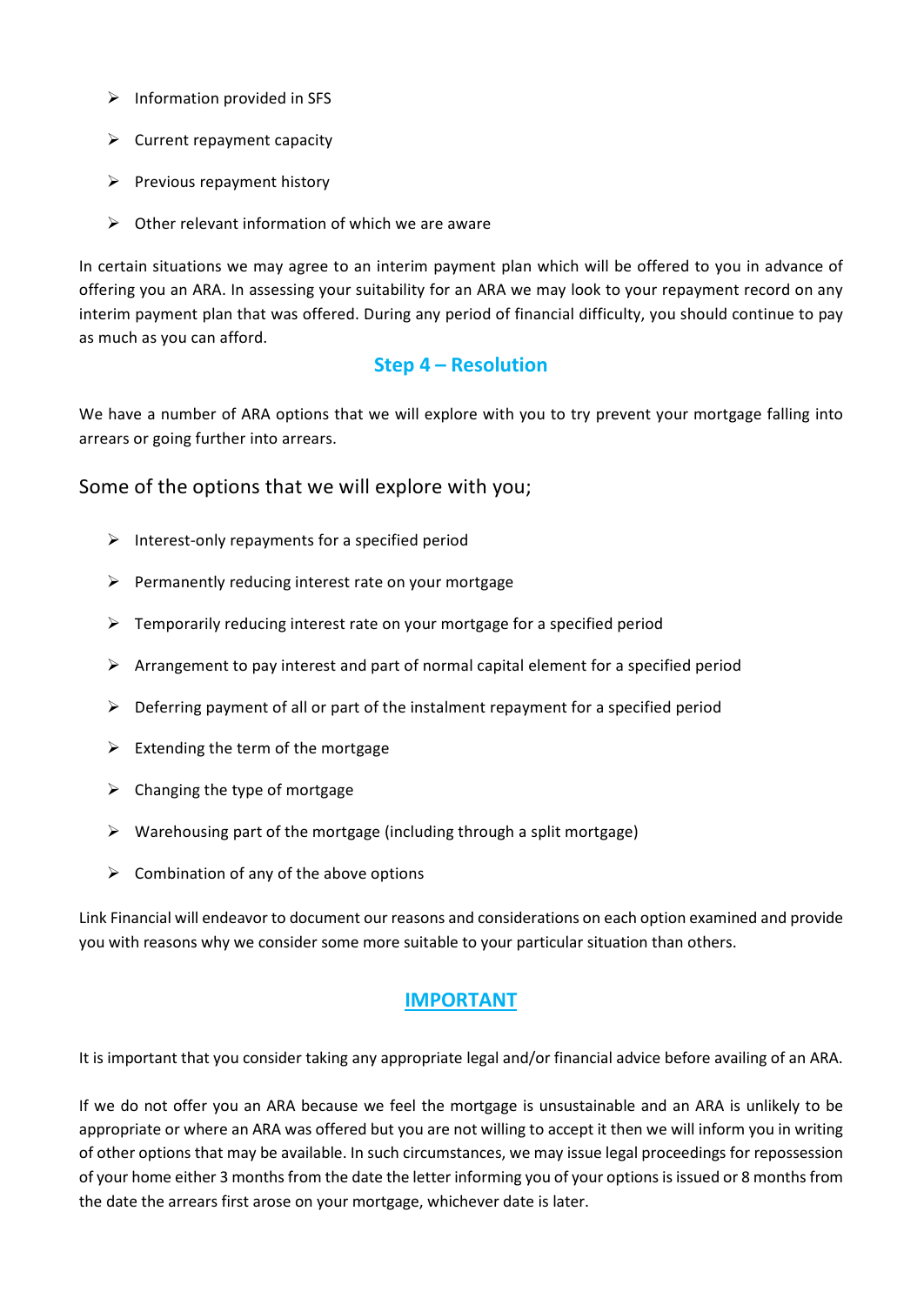- Information provided in SFS
- Current repayment capacity
- Previous repayment history
- Other relevant information of which we are aware

In certain situations we may agree to an interim payment plan which will be offered to you in advance of offering you an ARA. In assessing your suitability for an ARA we may look to your repayment record on any interim payment plan that was offered. During any period of financial difficulty, you should continue to pay as much as you can afford.

## Step 4 – Resolution

We have a number of ARA options that we will explore with you to try prevent your mortgage falling into arrears or going further into arrears.

### Some of the options that we will explore with you;

- Interest-only repayments for a specified period
- Permanently reducing interest rate on your mortgage
- Temporarily reducing interest rate on your mortgage for a specified period
- Arrangement to pay interest and part of normal capital element for a specified period
- Deferring payment of all or part of the instalment repayment for a specified period
- Extending the term of the mortgage
- Changing the type of mortgage
- Warehousing part of the mortgage (including through a split mortgage)
- Combination of any of the above options

Link Financial will endeavor to document our reasons and considerations on each option examined and provide you with reasons why we consider some more suitable to your particular situation than others.

## IMPORTANT

It is important that you consider taking any appropriate legal and/or financial advice before availing of an ARA.

If we do not offer you an ARA because we feel the mortgage is unsustainable and an ARA is unlikely to be appropriate or where an ARA was offered but you are not willing to accept it then we will inform you in writing of other options that may be available. In such circumstances, we may issue legal proceedings for repossession of your home either 3 months from the date the letter informing you of your options is issued or 8 months from the date the arrears first arose on your mortgage, whichever date is later.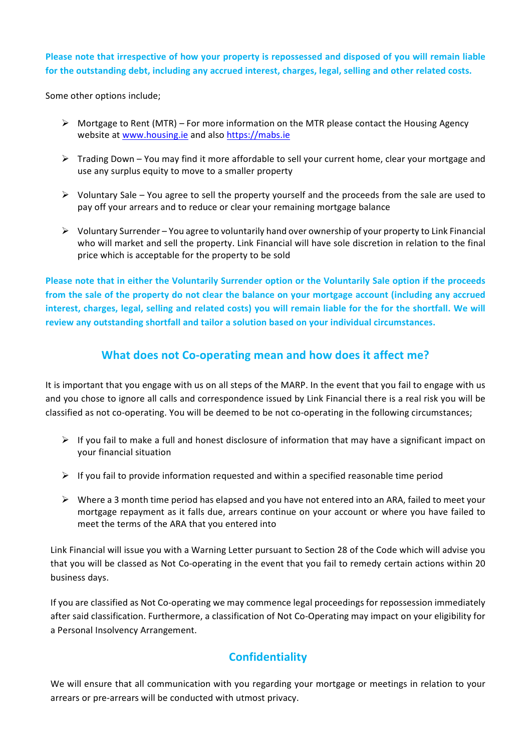**Please note that irrespective of how your property is repossessed and disposed of you will remain liable for the outstanding debt, including any accrued interest, charges, legal, selling and other related costs.**

Some other options include;

- Mortgage to Rent (MTR) – For more information on the MTR please contact the Housing Agency website at [www.housing.ie](www.housing.ie) and also [https://mabs.ie](https://mabs.ie)
- Trading Down – You may find it more affordable to sell your current home, clear your mortgage and use any surplus equity to move to a smaller property
- Voluntary Sale – You agree to sell the property yourself and the proceeds from the sale are used to pay off your arrears and to reduce or clear your remaining mortgage balance
- Voluntary Surrender – You agree to voluntarily hand over ownership of your property to Link Financial who will market and sell the property. Link Financial will have sole discretion in relation to the final price which is acceptable for the property to be sold

**Please note that in either the Voluntarily Surrender option or the Voluntarily Sale option if the proceeds from the sale of the property do not clear the balance on your mortgage account (including any accrued interest, charges, legal, selling and related costs) you will remain liable for the for the shortfall. We will review any outstanding shortfall and tailor a solution based on your individual circumstances.**

## What does not Co-operating mean and how does it affect me?

It is important that you engage with us on all steps of the MARP. In the event that you fail to engage with us and you chose to ignore all calls and correspondence issued by Link Financial there is a real risk you will be classified as not co-operating. You will be deemed to be not co-operating in the following circumstances;

- If you fail to make a full and honest disclosure of information that may have a significant impact on your financial situation
- If you fail to provide information requested and within a specified reasonable time period
- Where a 3 month time period has elapsed and you have not entered into an ARA, failed to meet your mortgage repayment as it falls due, arrears continue on your account or where you have failed to meet the terms of the ARA that you entered into

Link Financial will issue you with a Warning Letter pursuant to Section 28 of the Code which will advise you that you will be classed as Not Co-operating in the event that you fail to remedy certain actions within 20 business days.

If you are classified as Not Co-operating we may commence legal proceedings for repossession immediately after said classification. Furthermore, a classification of Not Co-Operating may impact on your eligibility for a Personal Insolvency Arrangement.

## Confidentiality

We will ensure that all communication with you regarding your mortgage or meetings in relation to your arrears or pre-arrears will be conducted with utmost privacy.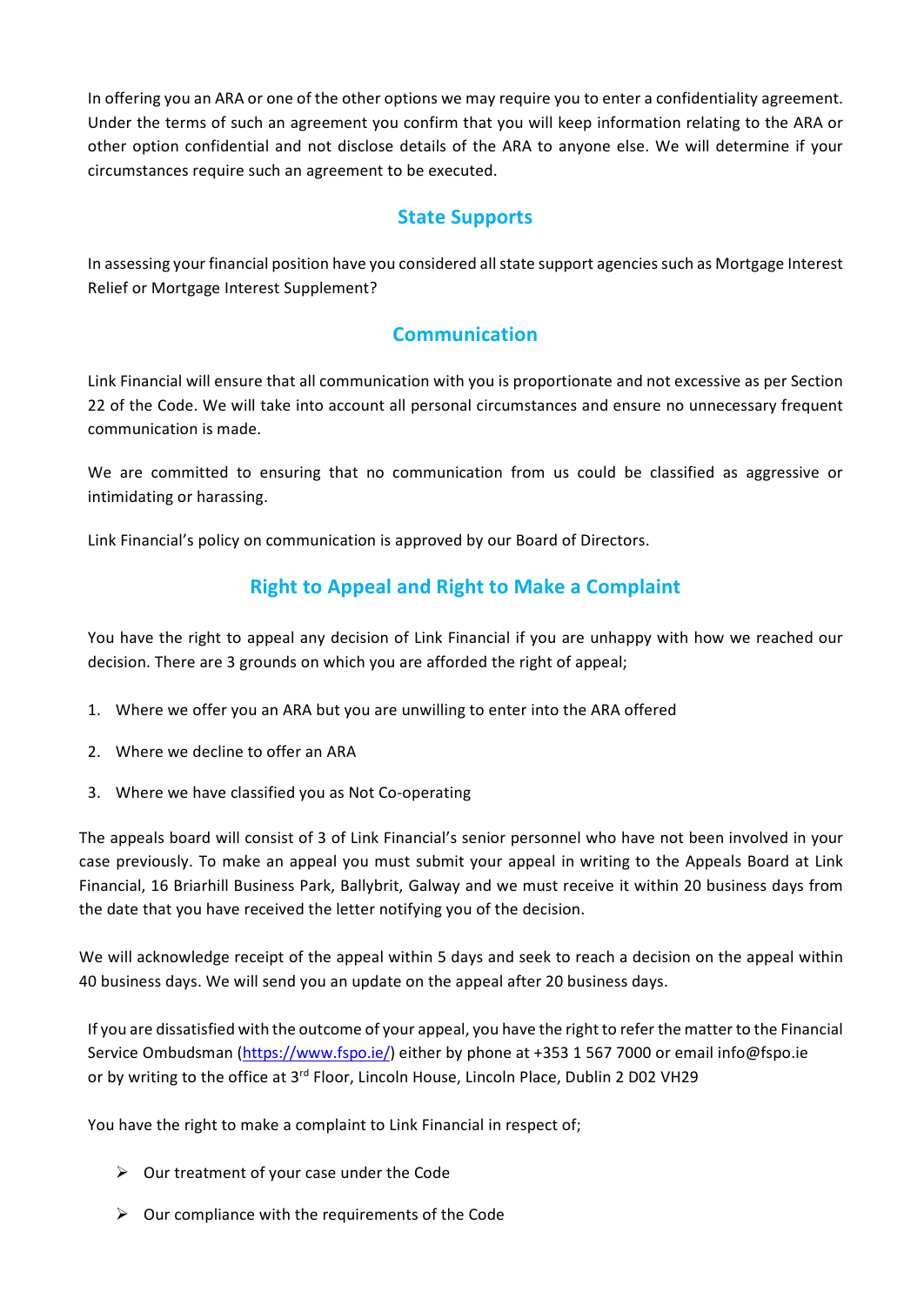In offering you an ARA or one of the other options we may require you to enter a confidentiality agreement. Under the terms of such an agreement you confirm that you will keep information relating to the ARA or other option confidential and not disclose details of the ARA to anyone else. We will determine if your circumstances require such an agreement to be executed.

## State Supports

In assessing your financial position have you considered all state support agencies such as Mortgage Interest Relief or Mortgage Interest Supplement?

## Communication

Link Financial will ensure that all communication with you is proportionate and not excessive as per Section 22 of the Code. We will take into account all personal circumstances and ensure no unnecessary frequent communication is made.

We are committed to ensuring that no communication from us could be classified as aggressive or intimidating or harassing.

Link Financial's policy on communication is approved by our Board of Directors.

## Right to Appeal and Right to Make a Complaint

You have the right to appeal any decision of Link Financial if you are unhappy with how we reached our decision. There are 3 grounds on which you are afforded the right of appeal;

1. Where we offer you an ARA but you are unwilling to enter into the ARA offered
2. Where we decline to offer an ARA
3. Where we have classified you as Not Co-operating

The appeals board will consist of 3 of Link Financial's senior personnel who have not been involved in your case previously. To make an appeal you must submit your appeal in writing to the Appeals Board at Link Financial, 16 Briarhill Business Park, Ballybrit, Galway and we must receive it within 20 business days from the date that you have received the letter notifying you of the decision.

We will acknowledge receipt of the appeal within 5 days and seek to reach a decision on the appeal within 40 business days. We will send you an update on the appeal after 20 business days.

If you are dissatisfied with the outcome of your appeal, you have the right to refer the matter to the Financial Service Ombudsman (https://www.fspo.ie/) either by phone at +353 1 567 7000 or email info@fspo.ie or by writing to the office at 3rd Floor, Lincoln House, Lincoln Place, Dublin 2 D02 VH29

You have the right to make a complaint to Link Financial in respect of;

- Our treatment of your case under the Code
- Our compliance with the requirements of the Code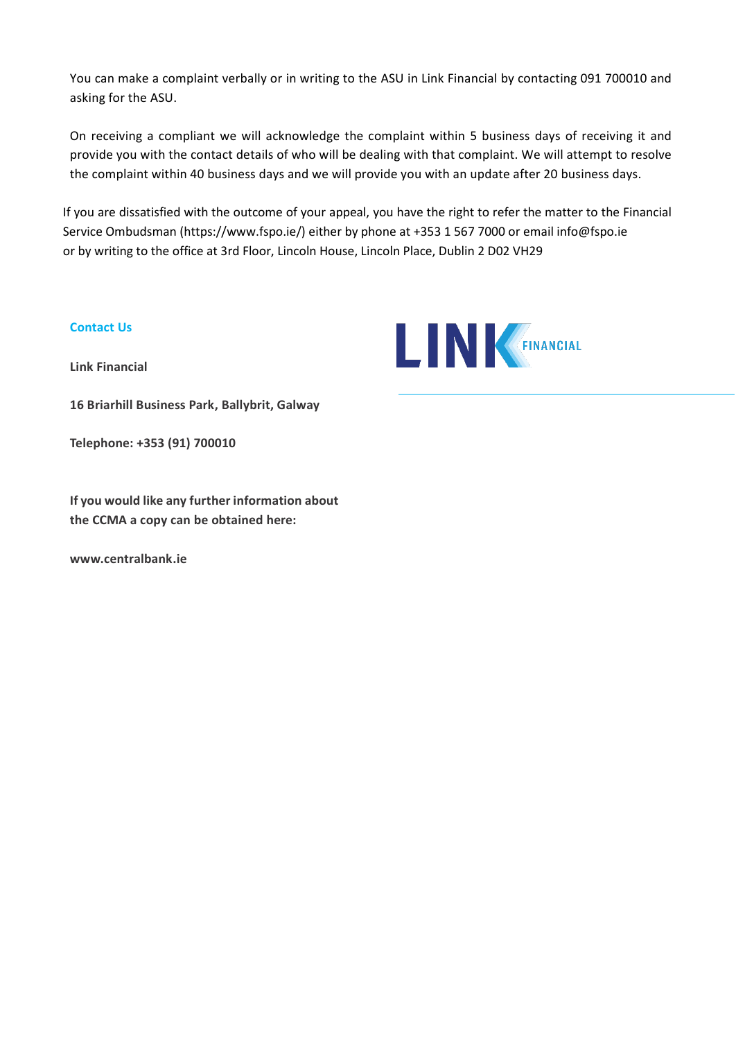You can make a complaint verbally or in writing to the ASU in Link Financial by contacting 091 700010 and asking for the ASU.

On receiving a compliant we will acknowledge the complaint within 5 business days of receiving it and provide you with the contact details of who will be dealing with that complaint. We will attempt to resolve the complaint within 40 business days and we will provide you with an update after 20 business days.

If you are dissatisfied with the outcome of your appeal, you have the right to refer the matter to the Financial Service Ombudsman (https://www.fspo.ie/) either by phone at +353 1 567 7000 or email info@fspo.ie or by writing to the office at 3rd Floor, Lincoln House, Lincoln Place, Dublin 2 D02 VH29

## Contact Us

**Link Financial**

**16 Briarhill Business Park, Ballybrit, Galway**

**Telephone: +353 (91) 700010**

**If you would like any further information about the CCMA a copy can be obtained here:**

**www.centralbank.ie**

LINK FINANCIAL